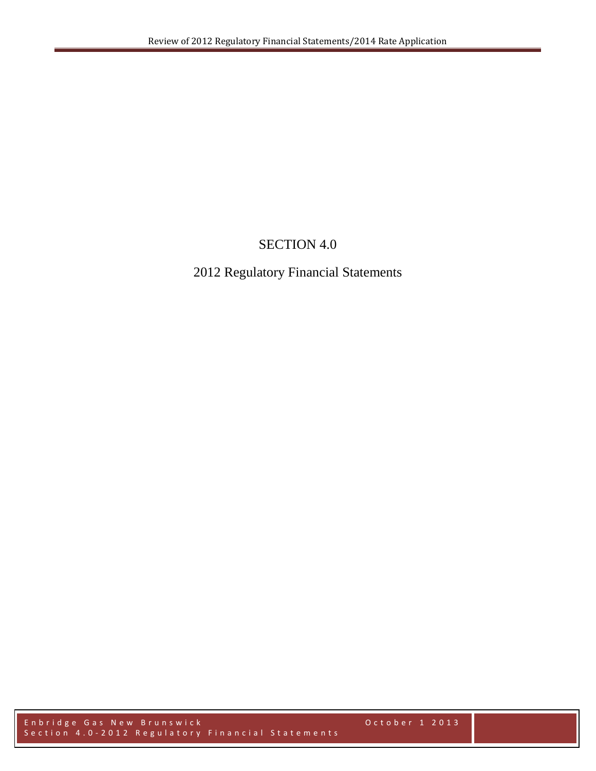# SECTION 4.0

## 2012 Regulatory Financial Statements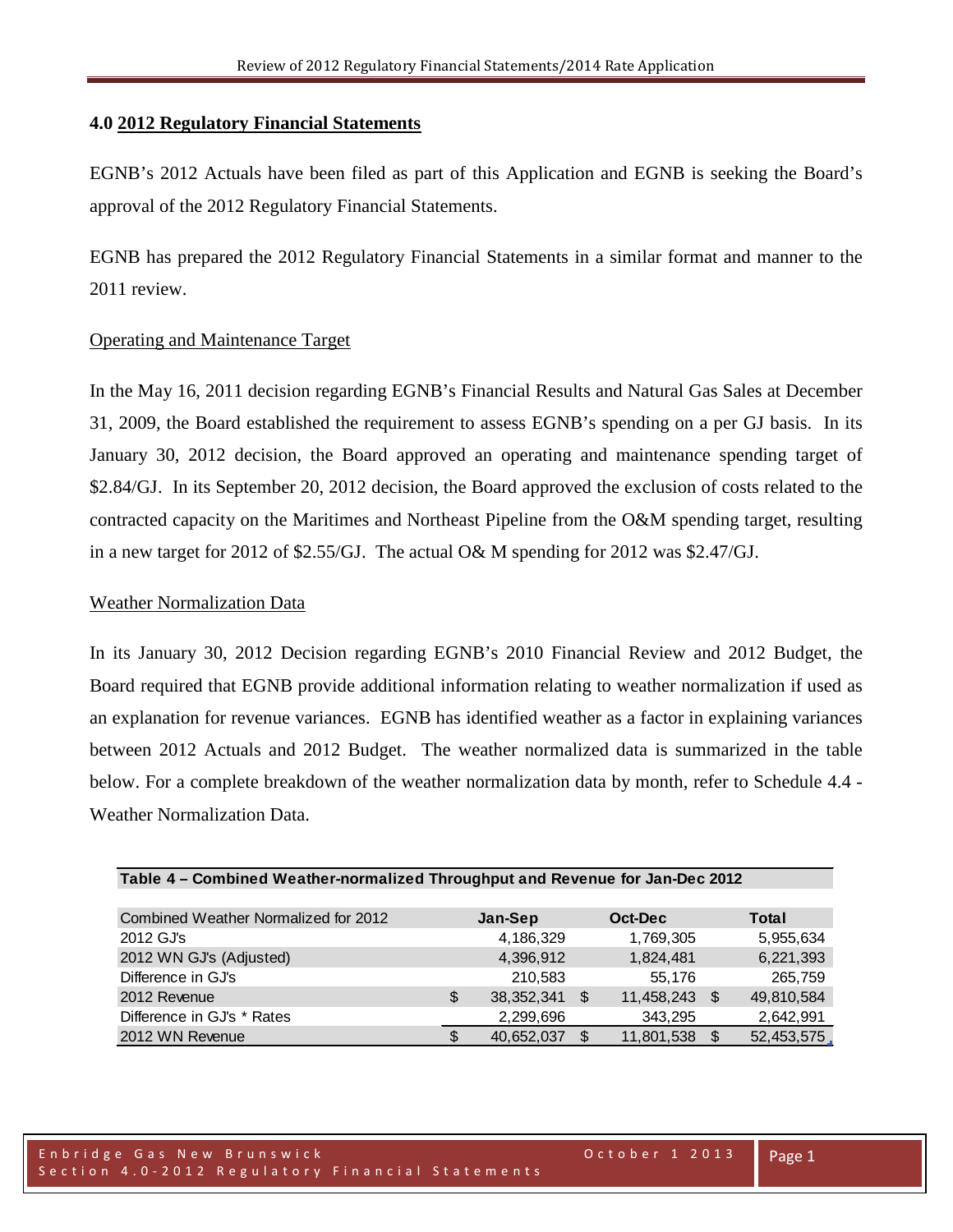## 4.0 2012 Regulatory Financial Statements

EGNB's 2012 Actuals have been filed as part of this Application and EGNB is seeking the Board's approval of the 2012 Regulatory Financial Statements.

EGNB has prepared the 2012 Regulatory Financial Statements in a similar format and manner to the 2011 review.

### Operating and Maintenance Target

In the May 16, 2011 decision regarding EGNB's Financial Results and Natural Gas Sales at December 31, 2009, the Board established the requirement to assess EGNB's spending on a per GJ basis. In its January 30, 2012 decision, the Board approved an operating and maintenance spending target of \$2.84/GJ. In its September 20, 2012 decision, the Board approved the exclusion of costs related to the contracted capacity on the Maritimes and Northeast Pipeline from the O&M spending target, resulting in a new target for 2012 of \$2.55/GJ. The actual O& M spending for 2012 was \$2.47/GJ.

### Weather Normalization Data

In its January 30, 2012 Decision regarding EGNB's 2010 Financial Review and 2012 Budget, the Board required that EGNB provide additional information relating to weather normalization if used as an explanation for revenue variances. EGNB has identified weather as a factor in explaining variances between 2012 Actuals and 2012 Budget. The weather normalized data is summarized in the table below. For a complete breakdown of the weather normalization data by month, refer to Schedule 4.4 - Weather Normalization Data.

**Table 4 – Combined Weather-normalized Throughput and Revenue for Jan-Dec 2012**

| Combined Weather Normalized for 2012 | Jan-Sep | Oct-Dec | Total |
|---|---|---|---|
| 2012 GJ's | 4,186,329 | 1,769,305 | 5,955,634 |
| 2012 WN GJ's (Adjusted) | 4,396,912 | 1,824,481 | 6,221,393 |
| Difference in GJ's | 210,583 | 55,176 | 265,759 |
| 2012 Revenue | \$ 38,352,341 | \$ 11,458,243 | \$ 49,810,584 |
| Difference in GJ's * Rates | 2,299,696 | 343,295 | 2,642,991 |
| 2012 WN Revenue | \$ 40,652,037 | \$ 11,801,538 | \$ 52,453,575 |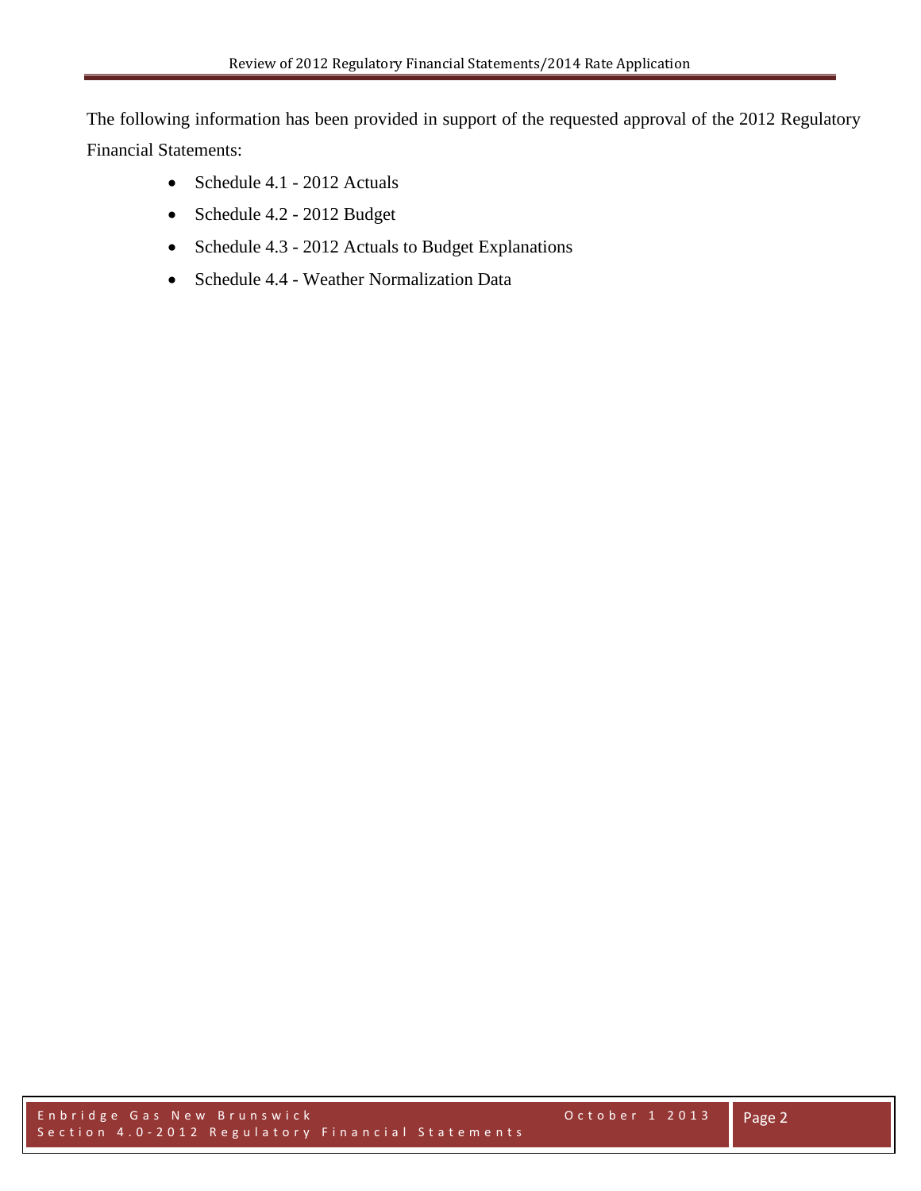The following information has been provided in support of the requested approval of the 2012 Regulatory Financial Statements:

- Schedule 4.1 - 2012 Actuals
- Schedule 4.2 - 2012 Budget
- Schedule 4.3 - 2012 Actuals to Budget Explanations
- Schedule 4.4 - Weather Normalization Data